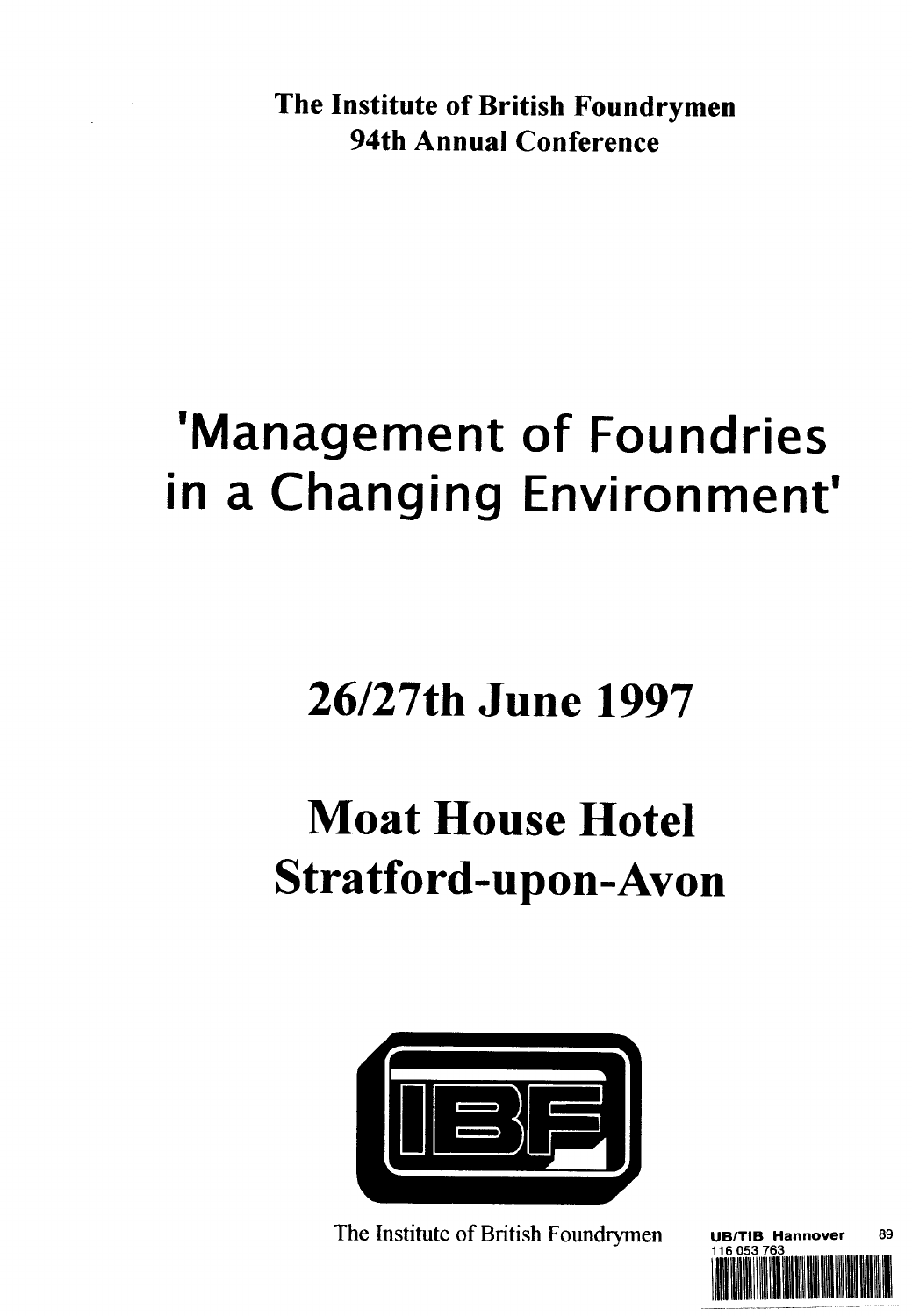The Institute of British Foundrymen
94th Annual Conference

# 'Management of Foundries in a Changing Environment'

## 26/27th June 1997

## Moat House Hotel
## Stratford-upon-Avon

The Institute of British Foundrymen

UB/TIB Hannover 89
116 053 763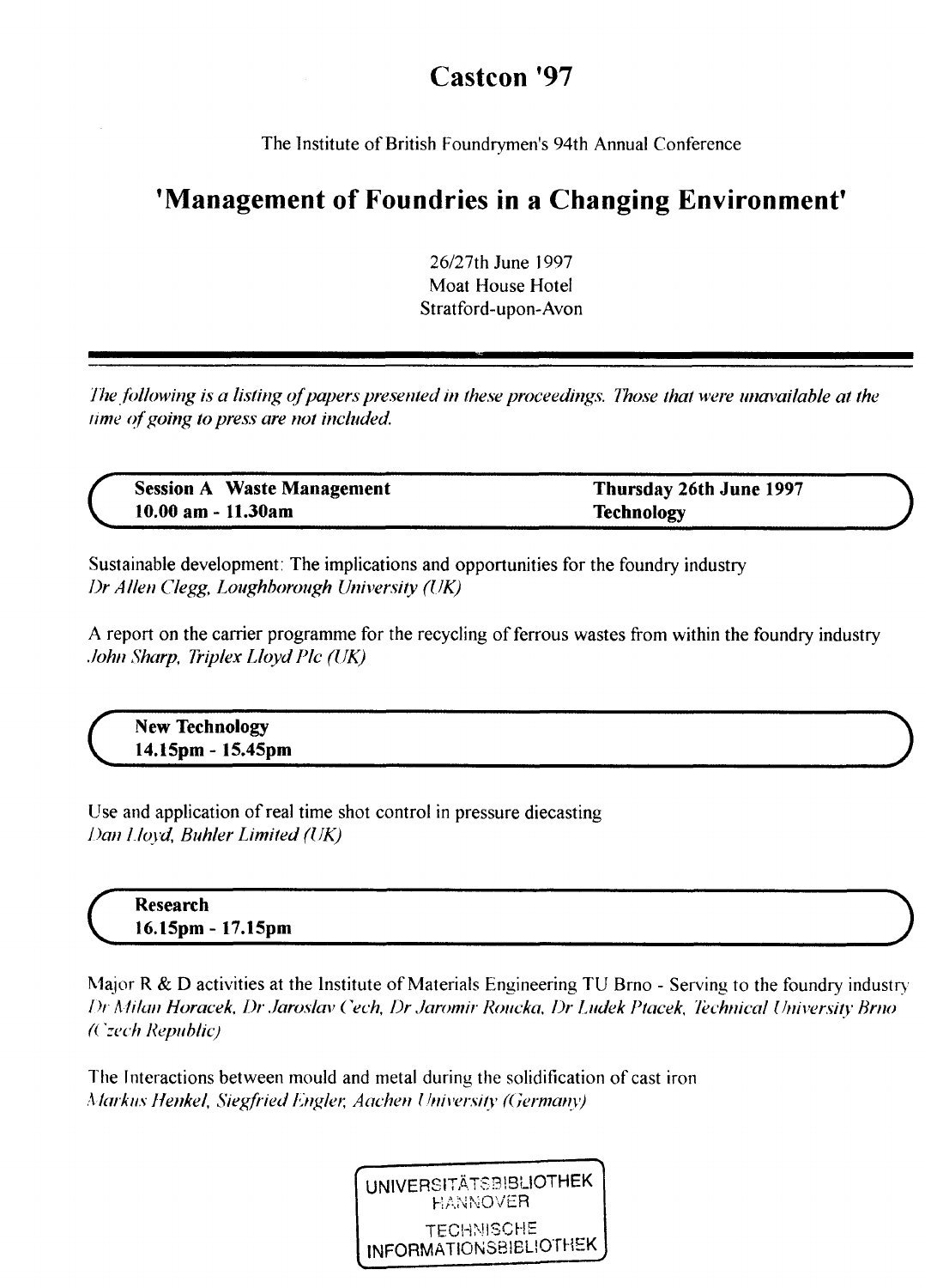# Castcon '97

The Institute of British Foundrymen's 94th Annual Conference

## 'Management of Foundries in a Changing Environment'

26/27th June 1997
Moat House Hotel
Stratford-upon-Avon

---

*The following is a listing of papers presented in these proceedings. Those that were unavailable at the time of going to press are not included.*

**Session A Waste Management** — **Thursday 26th June 1997**
**10.00 am - 11.30am** — **Technology**

Sustainable development: The implications and opportunities for the foundry industry
*Dr Allen Clegg, Loughborough University (UK)*

A report on the carrier programme for the recycling of ferrous wastes from within the foundry industry
*John Sharp, Triplex Lloyd Plc (UK)*

**New Technology**
**14.15pm - 15.45pm**

Use and application of real time shot control in pressure diecasting
*Dan Lloyd, Buhler Limited (UK)*

**Research**
**16.15pm - 17.15pm**

Major R & D activities at the Institute of Materials Engineering TU Brno - Serving to the foundry industry
*Dr Milan Horacek, Dr Jaroslav Cech, Dr Jaromir Roucka, Dr Ludek Ptacek, Technical University Brno (Czech Republic)*

The Interactions between mould and metal during the solidification of cast iron
*Markus Henkel, Siegfried Engler, Aachen University (Germany)*

UNIVERSITÄTSBIBLIOTHEK HANNOVER
TECHNISCHE INFORMATIONSBIBLIOTHEK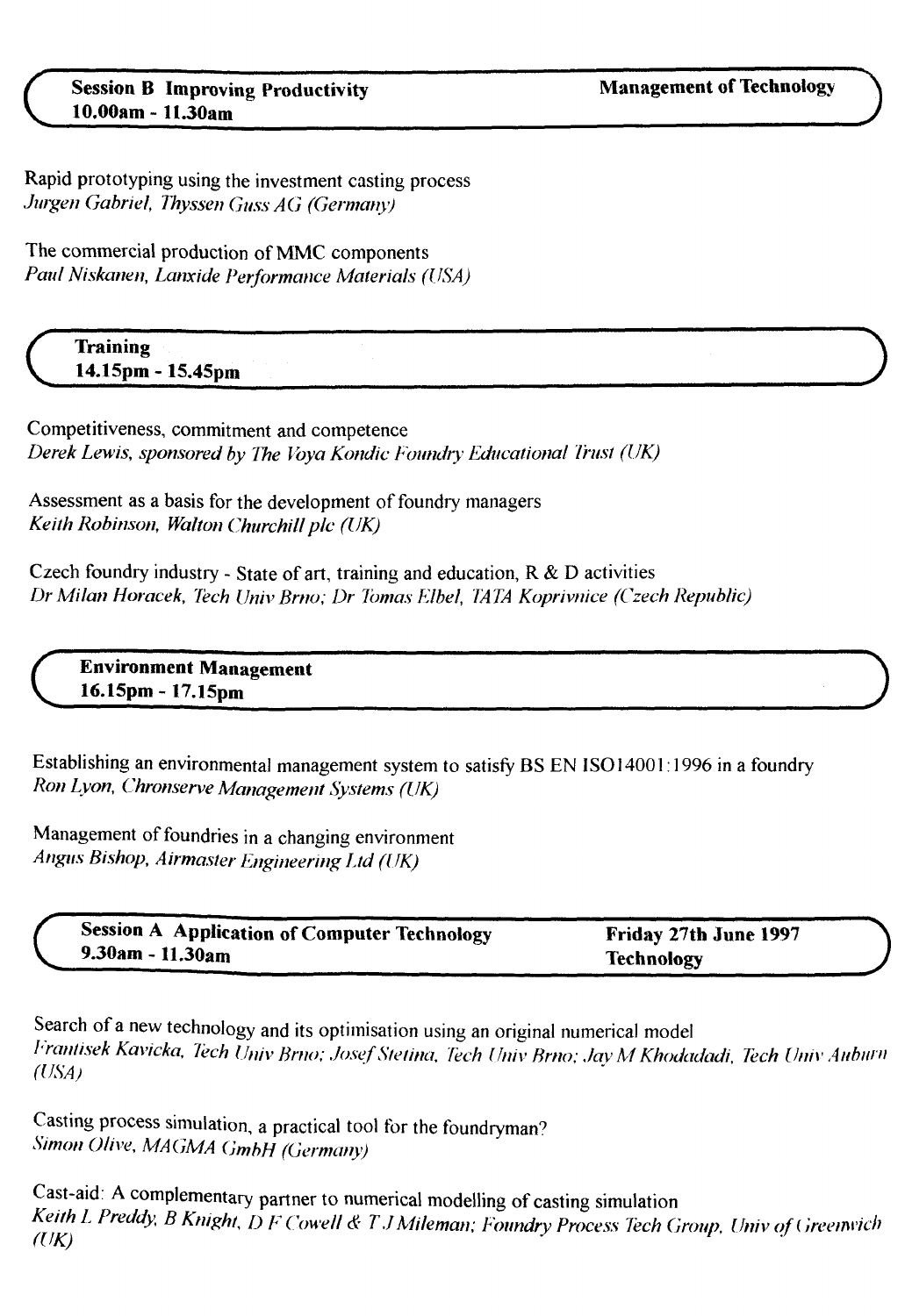## Session B Improving Productivity — Management of Technology

**10.00am - 11.30am**

Rapid prototyping using the investment casting process
*Jurgen Gabriel, Thyssen Guss AG (Germany)*

The commercial production of MMC components
*Paul Niskanen, Lanxide Performance Materials (USA)*

## Training

**14.15pm - 15.45pm**

Competitiveness, commitment and competence
*Derek Lewis, sponsored by The Voya Kondic Foundry Educational Trust (UK)*

Assessment as a basis for the development of foundry managers
*Keith Robinson, Walton Churchill plc (UK)*

Czech foundry industry - State of art, training and education, R & D activities
*Dr Milan Horacek, Tech Univ Brno; Dr Tomas Elbel, TATA Koprivnice (Czech Republic)*

## Environment Management

**16.15pm - 17.15pm**

Establishing an environmental management system to satisfy BS EN ISO14001:1996 in a foundry
*Ron Lyon, Chronserve Management Systems (UK)*

Management of foundries in a changing environment
*Angus Bishop, Airmaster Engineering Ltd (UK)*

## Session A Application of Computer Technology — Friday 27th June 1997

**9.30am - 11.30am** — **Technology**

Search of a new technology and its optimisation using an original numerical model
*Frantisek Kavicka, Tech Univ Brno; Josef Stetina, Tech Univ Brno; Jay M Khodadadi, Tech Univ Auburn (USA)*

Casting process simulation, a practical tool for the foundryman?
*Simon Olive, MAGMA GmbH (Germany)*

Cast-aid: A complementary partner to numerical modelling of casting simulation
*Keith L Preddy, B Knight, D F Cowell & T J Mileman; Foundry Process Tech Group, Univ of Greenwich (UK)*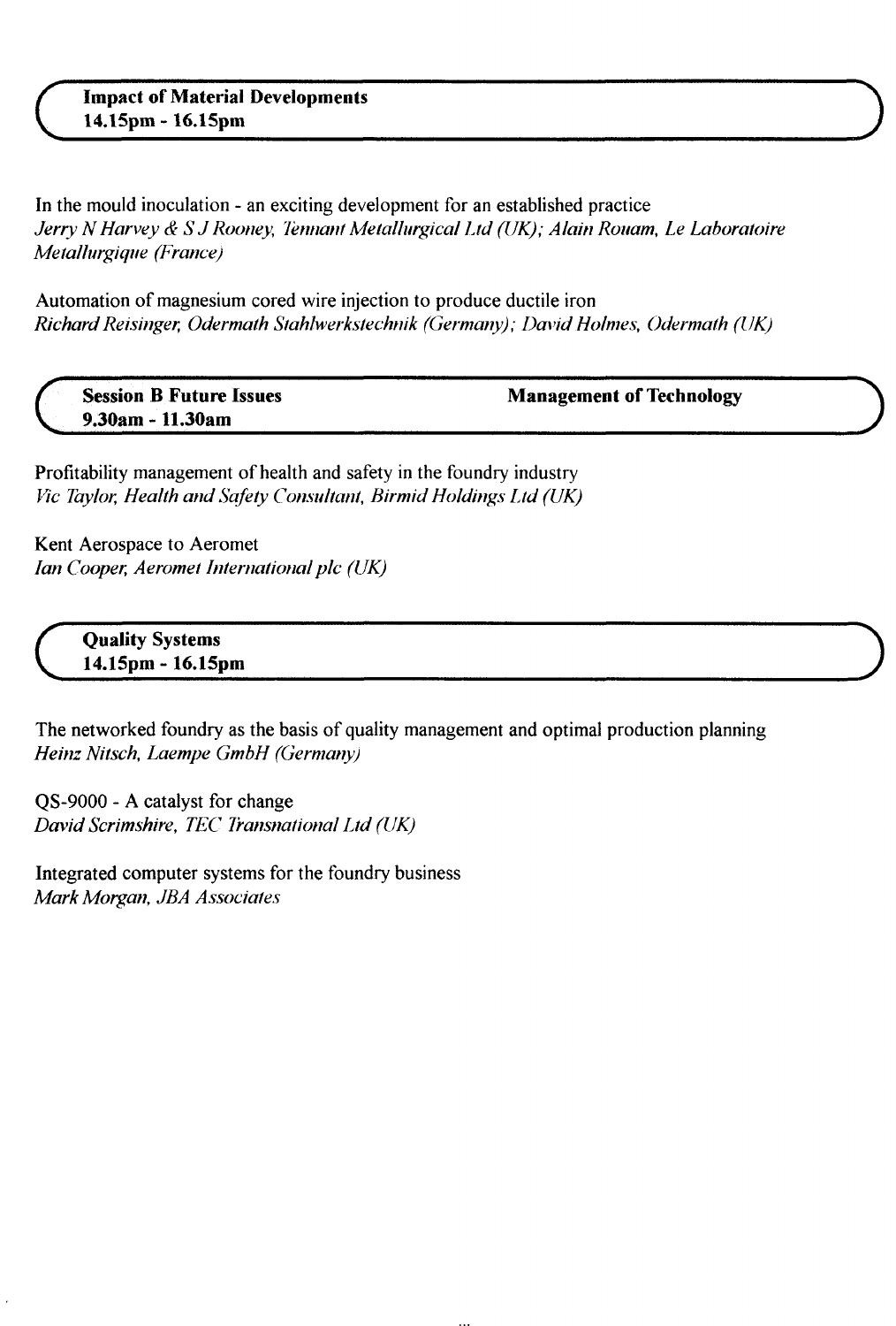## Impact of Material Developments
**14.15pm - 16.15pm**

In the mould inoculation - an exciting development for an established practice
*Jerry N Harvey & S J Rooney, Tennant Metallurgical Ltd (UK); Alain Rouam, Le Laboratoire Metallurgique (France)*

Automation of magnesium cored wire injection to produce ductile iron
*Richard Reisinger, Odermath Stahlwerkstechnik (Germany); David Holmes, Odermath (UK)*

## Session B Future Issues — Management of Technology
**9.30am - 11.30am**

Profitability management of health and safety in the foundry industry
*Vic Taylor, Health and Safety Consultant, Birmid Holdings Ltd (UK)*

Kent Aerospace to Aeromet
*Ian Cooper, Aeromet International plc (UK)*

## Quality Systems
**14.15pm - 16.15pm**

The networked foundry as the basis of quality management and optimal production planning
*Heinz Nitsch, Laempe GmbH (Germany)*

QS-9000 - A catalyst for change
*David Scrimshire, TEC Transnational Ltd (UK)*

Integrated computer systems for the foundry business
*Mark Morgan, JBA Associates*